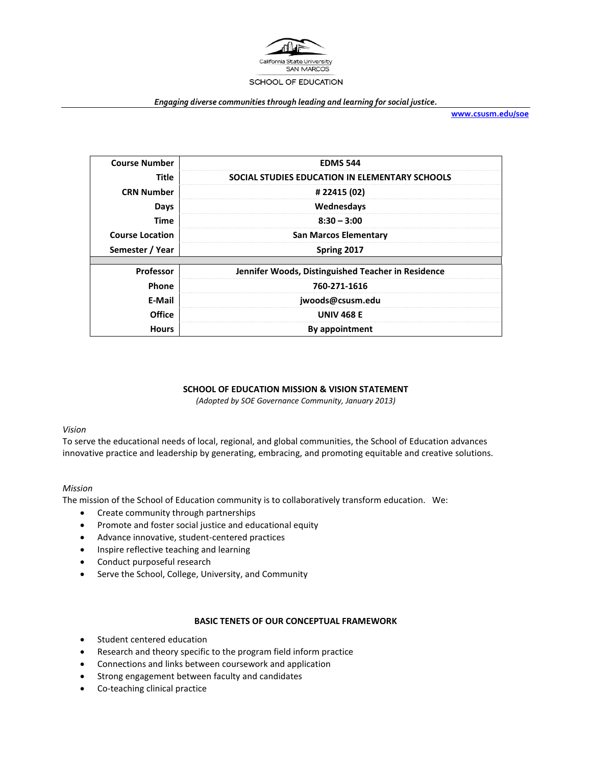California State University
SAN MARCOS

SCHOOL OF EDUCATION

*Engaging diverse communities through leading and learning for social justice.*

www.csusm.edu/soe

| | |
|---|---|
| **Course Number** | **EDMS 544** |
| **Title** | **SOCIAL STUDIES EDUCATION IN ELEMENTARY SCHOOLS** |
| **CRN Number** | **# 22415 (02)** |
| **Days** | **Wednesdays** |
| **Time** | **8:30 – 3:00** |
| **Course Location** | **San Marcos Elementary** |
| **Semester / Year** | **Spring 2017** |
| | |
| **Professor** | **Jennifer Woods, Distinguished Teacher in Residence** |
| **Phone** | **760-271-1616** |
| **E-Mail** | **jwoods@csusm.edu** |
| **Office** | **UNIV 468 E** |
| **Hours** | **By appointment** |

**SCHOOL OF EDUCATION MISSION & VISION STATEMENT**

*(Adopted by SOE Governance Community, January 2013)*

*Vision*

To serve the educational needs of local, regional, and global communities, the School of Education advances innovative practice and leadership by generating, embracing, and promoting equitable and creative solutions.

*Mission*

The mission of the School of Education community is to collaboratively transform education. We:

- Create community through partnerships
- Promote and foster social justice and educational equity
- Advance innovative, student-centered practices
- Inspire reflective teaching and learning
- Conduct purposeful research
- Serve the School, College, University, and Community

**BASIC TENETS OF OUR CONCEPTUAL FRAMEWORK**

- Student centered education
- Research and theory specific to the program field inform practice
- Connections and links between coursework and application
- Strong engagement between faculty and candidates
- Co-teaching clinical practice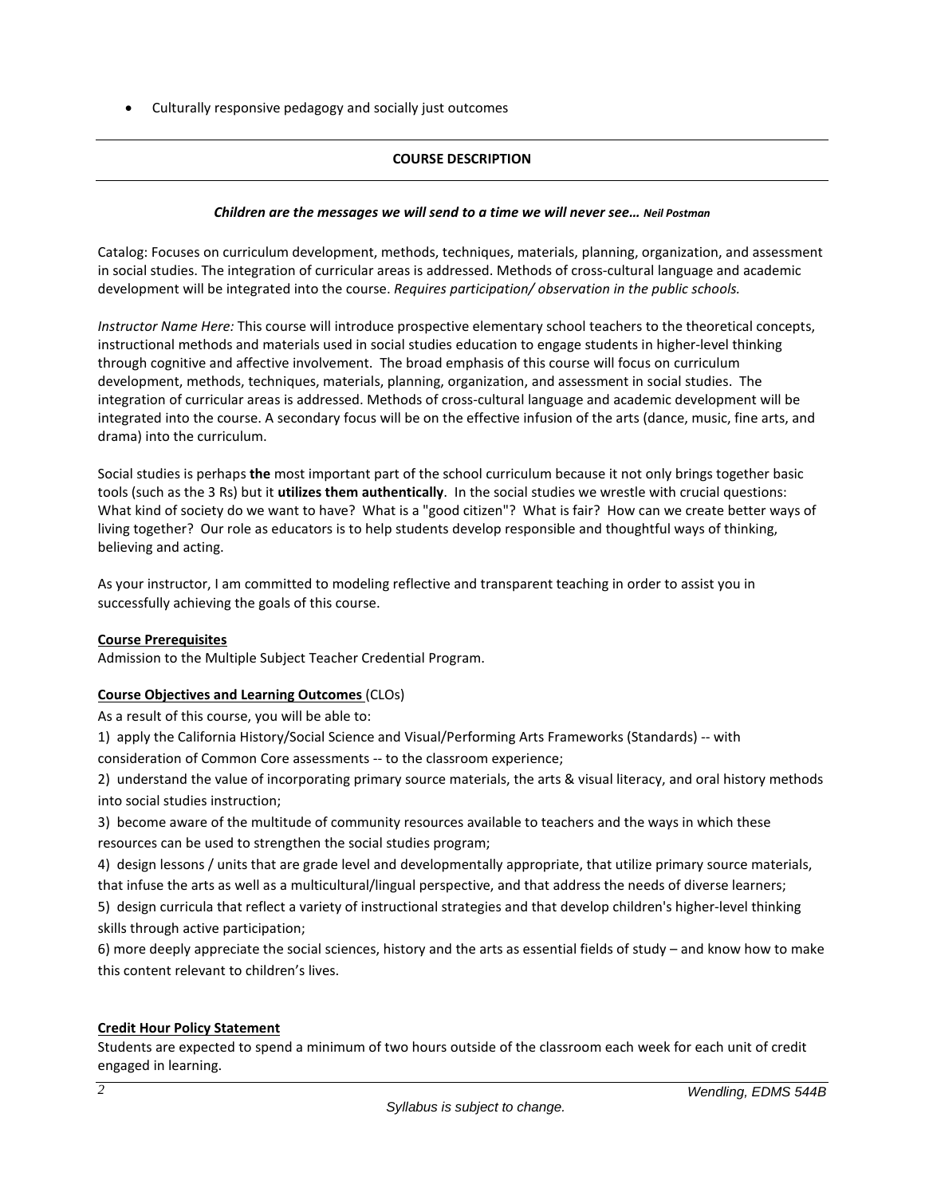- Culturally responsive pedagogy and socially just outcomes

## COURSE DESCRIPTION

***Children are the messages we will send to a time we will never see…*** ***Neil Postman***

Catalog: Focuses on curriculum development, methods, techniques, materials, planning, organization, and assessment in social studies. The integration of curricular areas is addressed. Methods of cross-cultural language and academic development will be integrated into the course. *Requires participation/ observation in the public schools.*

*Instructor Name Here:* This course will introduce prospective elementary school teachers to the theoretical concepts, instructional methods and materials used in social studies education to engage students in higher-level thinking through cognitive and affective involvement. The broad emphasis of this course will focus on curriculum development, methods, techniques, materials, planning, organization, and assessment in social studies. The integration of curricular areas is addressed. Methods of cross-cultural language and academic development will be integrated into the course. A secondary focus will be on the effective infusion of the arts (dance, music, fine arts, and drama) into the curriculum.

Social studies is perhaps **the** most important part of the school curriculum because it not only brings together basic tools (such as the 3 Rs) but it **utilizes them authentically**. In the social studies we wrestle with crucial questions: What kind of society do we want to have? What is a "good citizen"? What is fair? How can we create better ways of living together? Our role as educators is to help students develop responsible and thoughtful ways of thinking, believing and acting.

As your instructor, I am committed to modeling reflective and transparent teaching in order to assist you in successfully achieving the goals of this course.

**Course Prerequisites**

Admission to the Multiple Subject Teacher Credential Program.

**Course Objectives and Learning Outcomes** (CLOs)

As a result of this course, you will be able to:

1) apply the California History/Social Science and Visual/Performing Arts Frameworks (Standards) -- with consideration of Common Core assessments -- to the classroom experience;

2) understand the value of incorporating primary source materials, the arts & visual literacy, and oral history methods into social studies instruction;

3) become aware of the multitude of community resources available to teachers and the ways in which these resources can be used to strengthen the social studies program;

4) design lessons / units that are grade level and developmentally appropriate, that utilize primary source materials, that infuse the arts as well as a multicultural/lingual perspective, and that address the needs of diverse learners;

5) design curricula that reflect a variety of instructional strategies and that develop children's higher-level thinking skills through active participation;

6) more deeply appreciate the social sciences, history and the arts as essential fields of study – and know how to make this content relevant to children's lives.

**Credit Hour Policy Statement**

Students are expected to spend a minimum of two hours outside of the classroom each week for each unit of credit engaged in learning.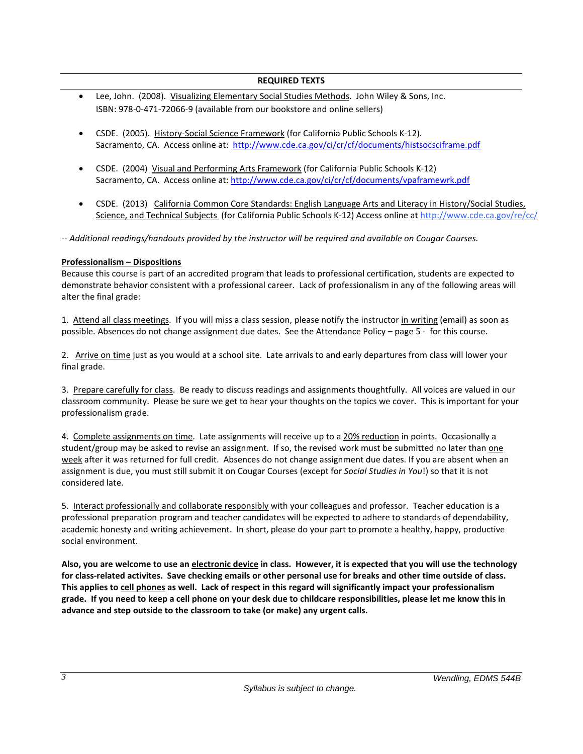## REQUIRED TEXTS

- Lee, John. (2008). Visualizing Elementary Social Studies Methods. John Wiley & Sons, Inc. ISBN: 978-0-471-72066-9 (available from our bookstore and online sellers)

- CSDE. (2005). History-Social Science Framework (for California Public Schools K-12). Sacramento, CA. Access online at: http://www.cde.ca.gov/ci/cr/cf/documents/histsocsciframe.pdf

- CSDE. (2004) Visual and Performing Arts Framework (for California Public Schools K-12) Sacramento, CA. Access online at: http://www.cde.ca.gov/ci/cr/cf/documents/vpaframewrk.pdf

- CSDE. (2013) California Common Core Standards: English Language Arts and Literacy in History/Social Studies, Science, and Technical Subjects (for California Public Schools K-12) Access online at http://www.cde.ca.gov/re/cc/

*-- Additional readings/handouts provided by the instructor will be required and available on Cougar Courses.*

**Professionalism – Dispositions**

Because this course is part of an accredited program that leads to professional certification, students are expected to demonstrate behavior consistent with a professional career. Lack of professionalism in any of the following areas will alter the final grade:

1. Attend all class meetings. If you will miss a class session, please notify the instructor in writing (email) as soon as possible. Absences do not change assignment due dates. See the Attendance Policy – page 5 - for this course.

2. Arrive on time just as you would at a school site. Late arrivals to and early departures from class will lower your final grade.

3. Prepare carefully for class. Be ready to discuss readings and assignments thoughtfully. All voices are valued in our classroom community. Please be sure we get to hear your thoughts on the topics we cover. This is important for your professionalism grade.

4. Complete assignments on time. Late assignments will receive up to a 20% reduction in points. Occasionally a student/group may be asked to revise an assignment. If so, the revised work must be submitted no later than one week after it was returned for full credit. Absences do not change assignment due dates. If you are absent when an assignment is due, you must still submit it on Cougar Courses (except for *Social Studies in You*!) so that it is not considered late.

5. Interact professionally and collaborate responsibly with your colleagues and professor. Teacher education is a professional preparation program and teacher candidates will be expected to adhere to standards of dependability, academic honesty and writing achievement. In short, please do your part to promote a healthy, happy, productive social environment.

**Also, you are welcome to use an electronic device in class. However, it is expected that you will use the technology for class-related activites. Save checking emails or other personal use for breaks and other time outside of class. This applies to cell phones as well. Lack of respect in this regard will significantly impact your professionalism grade. If you need to keep a cell phone on your desk due to childcare responsibilities, please let me know this in advance and step outside to the classroom to take (or make) any urgent calls.**

*Syllabus is subject to change.*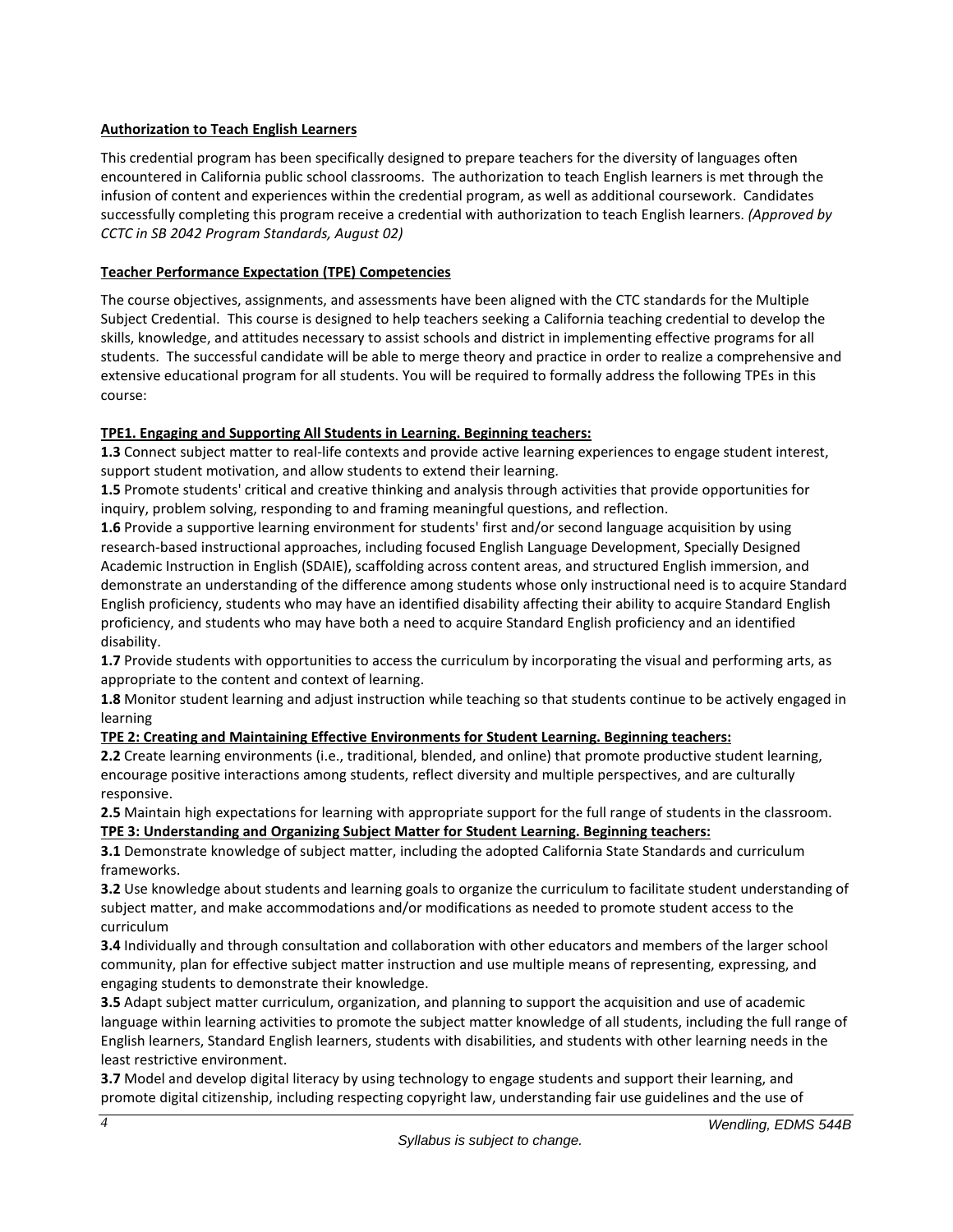**Authorization to Teach English Learners**

This credential program has been specifically designed to prepare teachers for the diversity of languages often encountered in California public school classrooms. The authorization to teach English learners is met through the infusion of content and experiences within the credential program, as well as additional coursework. Candidates successfully completing this program receive a credential with authorization to teach English learners. *(Approved by CCTC in SB 2042 Program Standards, August 02)*

**Teacher Performance Expectation (TPE) Competencies**

The course objectives, assignments, and assessments have been aligned with the CTC standards for the Multiple Subject Credential. This course is designed to help teachers seeking a California teaching credential to develop the skills, knowledge, and attitudes necessary to assist schools and district in implementing effective programs for all students. The successful candidate will be able to merge theory and practice in order to realize a comprehensive and extensive educational program for all students. You will be required to formally address the following TPEs in this course:

**TPE1. Engaging and Supporting All Students in Learning. Beginning teachers:**

**1.3** Connect subject matter to real-life contexts and provide active learning experiences to engage student interest, support student motivation, and allow students to extend their learning.

**1.5** Promote students' critical and creative thinking and analysis through activities that provide opportunities for inquiry, problem solving, responding to and framing meaningful questions, and reflection.

**1.6** Provide a supportive learning environment for students' first and/or second language acquisition by using research-based instructional approaches, including focused English Language Development, Specially Designed Academic Instruction in English (SDAIE), scaffolding across content areas, and structured English immersion, and demonstrate an understanding of the difference among students whose only instructional need is to acquire Standard English proficiency, students who may have an identified disability affecting their ability to acquire Standard English proficiency, and students who may have both a need to acquire Standard English proficiency and an identified disability.

**1.7** Provide students with opportunities to access the curriculum by incorporating the visual and performing arts, as appropriate to the content and context of learning.

**1.8** Monitor student learning and adjust instruction while teaching so that students continue to be actively engaged in learning

**TPE 2: Creating and Maintaining Effective Environments for Student Learning. Beginning teachers:**

**2.2** Create learning environments (i.e., traditional, blended, and online) that promote productive student learning, encourage positive interactions among students, reflect diversity and multiple perspectives, and are culturally responsive.

**2.5** Maintain high expectations for learning with appropriate support for the full range of students in the classroom.

**TPE 3: Understanding and Organizing Subject Matter for Student Learning. Beginning teachers:**

**3.1** Demonstrate knowledge of subject matter, including the adopted California State Standards and curriculum frameworks.

**3.2** Use knowledge about students and learning goals to organize the curriculum to facilitate student understanding of subject matter, and make accommodations and/or modifications as needed to promote student access to the curriculum

**3.4** Individually and through consultation and collaboration with other educators and members of the larger school community, plan for effective subject matter instruction and use multiple means of representing, expressing, and engaging students to demonstrate their knowledge.

**3.5** Adapt subject matter curriculum, organization, and planning to support the acquisition and use of academic language within learning activities to promote the subject matter knowledge of all students, including the full range of English learners, Standard English learners, students with disabilities, and students with other learning needs in the least restrictive environment.

**3.7** Model and develop digital literacy by using technology to engage students and support their learning, and promote digital citizenship, including respecting copyright law, understanding fair use guidelines and the use of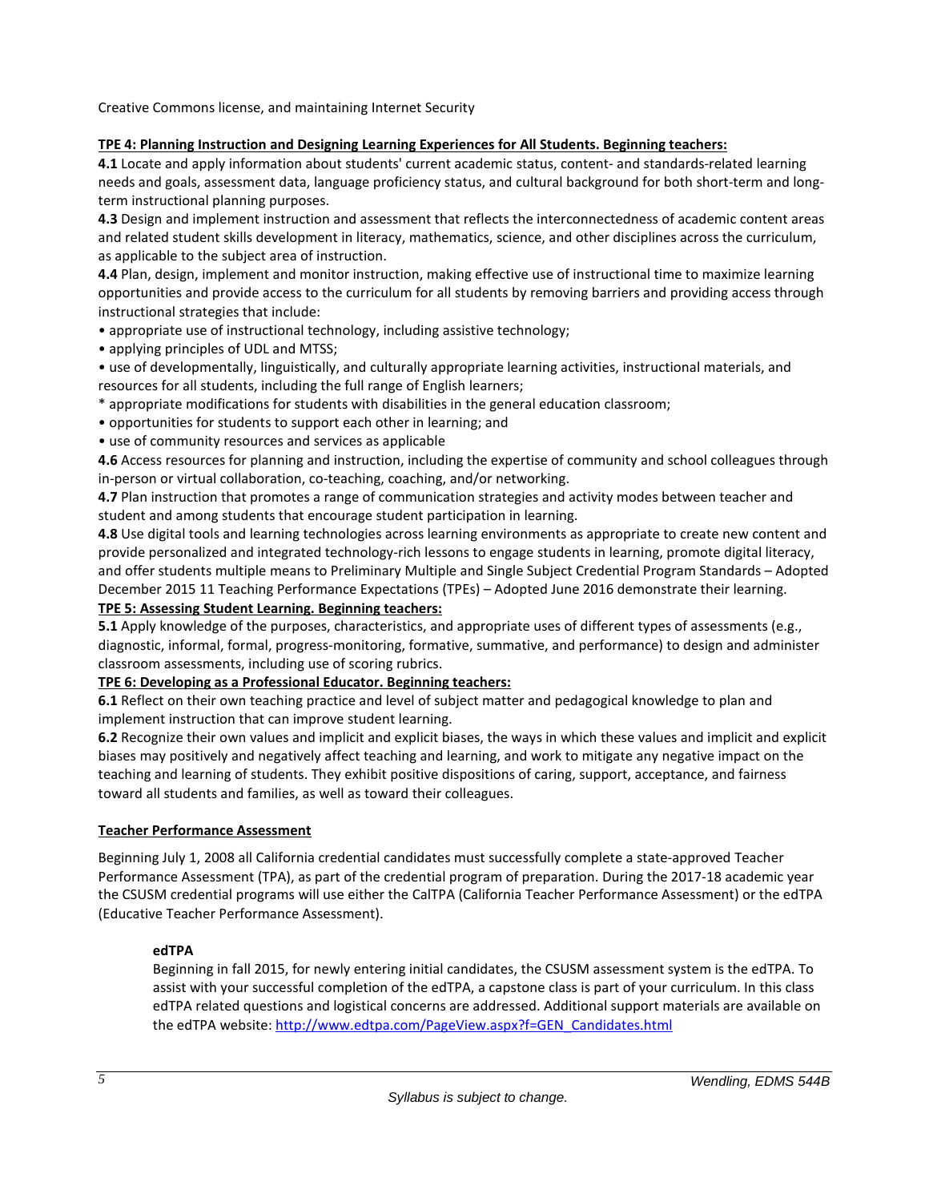Creative Commons license, and maintaining Internet Security

**TPE 4: Planning Instruction and Designing Learning Experiences for All Students. Beginning teachers:**

**4.1** Locate and apply information about students' current academic status, content- and standards-related learning needs and goals, assessment data, language proficiency status, and cultural background for both short-term and long-term instructional planning purposes.

**4.3** Design and implement instruction and assessment that reflects the interconnectedness of academic content areas and related student skills development in literacy, mathematics, science, and other disciplines across the curriculum, as applicable to the subject area of instruction.

**4.4** Plan, design, implement and monitor instruction, making effective use of instructional time to maximize learning opportunities and provide access to the curriculum for all students by removing barriers and providing access through instructional strategies that include:

- appropriate use of instructional technology, including assistive technology;
- applying principles of UDL and MTSS;
- use of developmentally, linguistically, and culturally appropriate learning activities, instructional materials, and resources for all students, including the full range of English learners;
- appropriate modifications for students with disabilities in the general education classroom;
- opportunities for students to support each other in learning; and
- use of community resources and services as applicable

**4.6** Access resources for planning and instruction, including the expertise of community and school colleagues through in-person or virtual collaboration, co-teaching, coaching, and/or networking.

**4.7** Plan instruction that promotes a range of communication strategies and activity modes between teacher and student and among students that encourage student participation in learning.

**4.8** Use digital tools and learning technologies across learning environments as appropriate to create new content and provide personalized and integrated technology-rich lessons to engage students in learning, promote digital literacy, and offer students multiple means to Preliminary Multiple and Single Subject Credential Program Standards – Adopted December 2015 11 Teaching Performance Expectations (TPEs) – Adopted June 2016 demonstrate their learning.

**TPE 5: Assessing Student Learning. Beginning teachers:**

**5.1** Apply knowledge of the purposes, characteristics, and appropriate uses of different types of assessments (e.g., diagnostic, informal, formal, progress-monitoring, formative, summative, and performance) to design and administer classroom assessments, including use of scoring rubrics.

**TPE 6: Developing as a Professional Educator. Beginning teachers:**

**6.1** Reflect on their own teaching practice and level of subject matter and pedagogical knowledge to plan and implement instruction that can improve student learning.

**6.2** Recognize their own values and implicit and explicit biases, the ways in which these values and implicit and explicit biases may positively and negatively affect teaching and learning, and work to mitigate any negative impact on the teaching and learning of students. They exhibit positive dispositions of caring, support, acceptance, and fairness toward all students and families, as well as toward their colleagues.

## Teacher Performance Assessment

Beginning July 1, 2008 all California credential candidates must successfully complete a state-approved Teacher Performance Assessment (TPA), as part of the credential program of preparation. During the 2017-18 academic year the CSUSM credential programs will use either the CalTPA (California Teacher Performance Assessment) or the edTPA (Educative Teacher Performance Assessment).

### edTPA

Beginning in fall 2015, for newly entering initial candidates, the CSUSM assessment system is the edTPA. To assist with your successful completion of the edTPA, a capstone class is part of your curriculum. In this class edTPA related questions and logistical concerns are addressed. Additional support materials are available on the edTPA website: [http://www.edtpa.com/PageView.aspx?f=GEN_Candidates.html](http://www.edtpa.com/PageView.aspx?f=GEN_Candidates.html)

*Syllabus is subject to change.*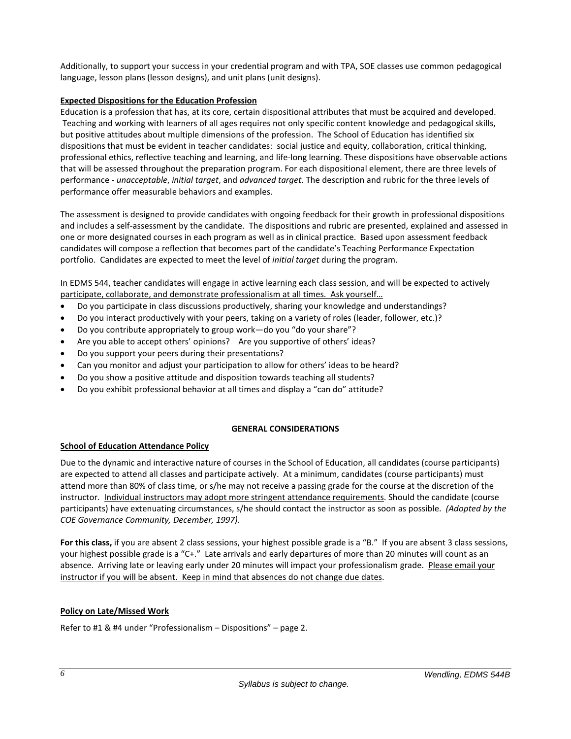Additionally, to support your success in your credential program and with TPA, SOE classes use common pedagogical language, lesson plans (lesson designs), and unit plans (unit designs).

**Expected Dispositions for the Education Profession**

Education is a profession that has, at its core, certain dispositional attributes that must be acquired and developed. Teaching and working with learners of all ages requires not only specific content knowledge and pedagogical skills, but positive attitudes about multiple dimensions of the profession. The School of Education has identified six dispositions that must be evident in teacher candidates: social justice and equity, collaboration, critical thinking, professional ethics, reflective teaching and learning, and life-long learning. These dispositions have observable actions that will be assessed throughout the preparation program. For each dispositional element, there are three levels of performance - *unacceptable*, *initial target*, and *advanced target*. The description and rubric for the three levels of performance offer measurable behaviors and examples.

The assessment is designed to provide candidates with ongoing feedback for their growth in professional dispositions and includes a self-assessment by the candidate. The dispositions and rubric are presented, explained and assessed in one or more designated courses in each program as well as in clinical practice. Based upon assessment feedback candidates will compose a reflection that becomes part of the candidate's Teaching Performance Expectation portfolio. Candidates are expected to meet the level of *initial target* during the program.

In EDMS 544, teacher candidates will engage in active learning each class session, and will be expected to actively participate, collaborate, and demonstrate professionalism at all times. Ask yourself…

- Do you participate in class discussions productively, sharing your knowledge and understandings?
- Do you interact productively with your peers, taking on a variety of roles (leader, follower, etc.)?
- Do you contribute appropriately to group work—do you "do your share"?
- Are you able to accept others' opinions? Are you supportive of others' ideas?
- Do you support your peers during their presentations?
- Can you monitor and adjust your participation to allow for others' ideas to be heard?
- Do you show a positive attitude and disposition towards teaching all students?
- Do you exhibit professional behavior at all times and display a "can do" attitude?

## GENERAL CONSIDERATIONS

**School of Education Attendance Policy**

Due to the dynamic and interactive nature of courses in the School of Education, all candidates (course participants) are expected to attend all classes and participate actively. At a minimum, candidates (course participants) must attend more than 80% of class time, or s/he may not receive a passing grade for the course at the discretion of the instructor. Individual instructors may adopt more stringent attendance requirements. Should the candidate (course participants) have extenuating circumstances, s/he should contact the instructor as soon as possible. *(Adopted by the COE Governance Community, December, 1997).*

**For this class,** if you are absent 2 class sessions, your highest possible grade is a "B." If you are absent 3 class sessions, your highest possible grade is a "C+." Late arrivals and early departures of more than 20 minutes will count as an absence. Arriving late or leaving early under 20 minutes will impact your professionalism grade. Please email your instructor if you will be absent. Keep in mind that absences do not change due dates.

**Policy on Late/Missed Work**

Refer to #1 & #4 under "Professionalism – Dispositions" – page 2.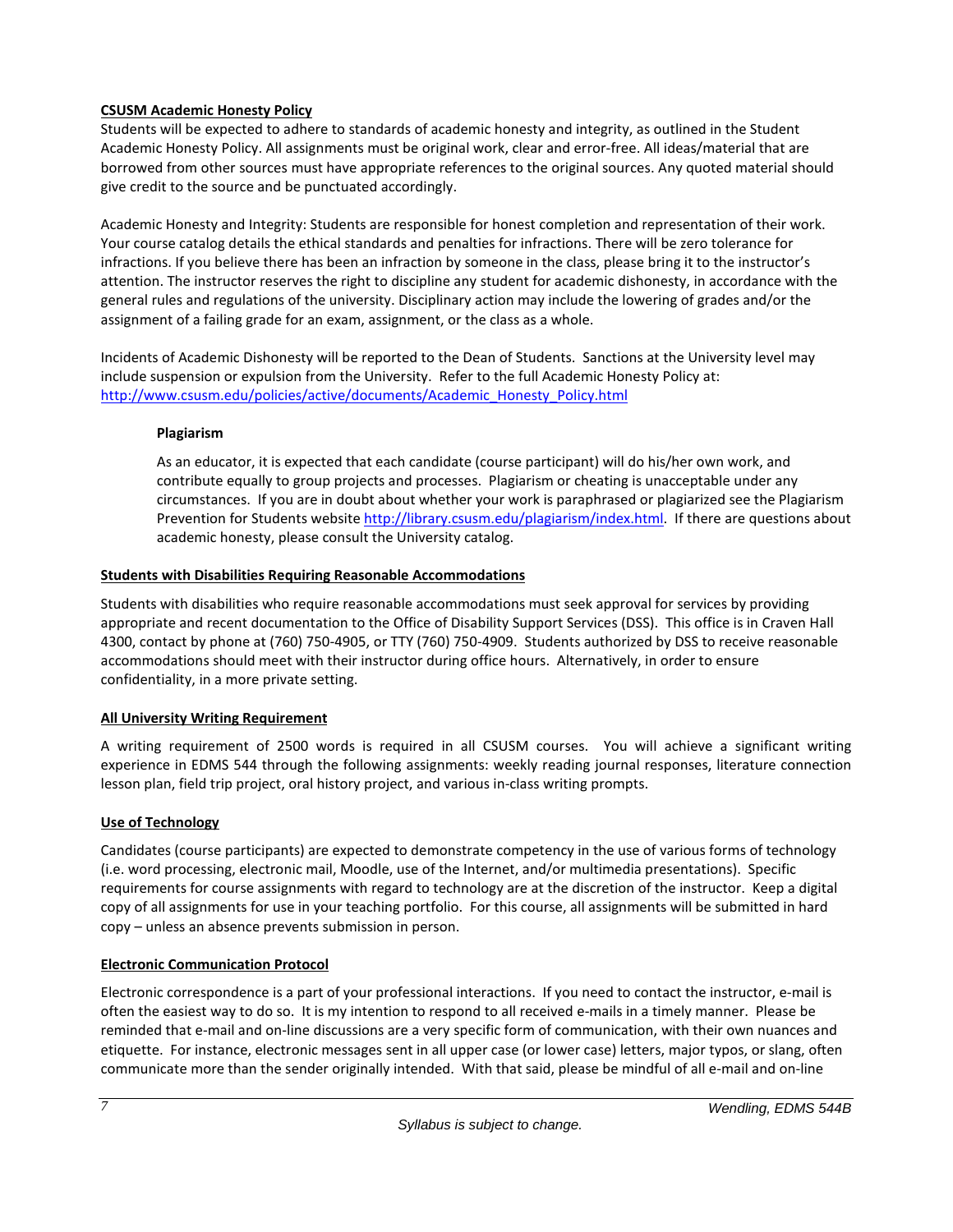**CSUSM Academic Honesty Policy**

Students will be expected to adhere to standards of academic honesty and integrity, as outlined in the Student Academic Honesty Policy. All assignments must be original work, clear and error-free. All ideas/material that are borrowed from other sources must have appropriate references to the original sources. Any quoted material should give credit to the source and be punctuated accordingly.

Academic Honesty and Integrity: Students are responsible for honest completion and representation of their work. Your course catalog details the ethical standards and penalties for infractions. There will be zero tolerance for infractions. If you believe there has been an infraction by someone in the class, please bring it to the instructor's attention. The instructor reserves the right to discipline any student for academic dishonesty, in accordance with the general rules and regulations of the university. Disciplinary action may include the lowering of grades and/or the assignment of a failing grade for an exam, assignment, or the class as a whole.

Incidents of Academic Dishonesty will be reported to the Dean of Students. Sanctions at the University level may include suspension or expulsion from the University. Refer to the full Academic Honesty Policy at: http://www.csusm.edu/policies/active/documents/Academic_Honesty_Policy.html

**Plagiarism**

As an educator, it is expected that each candidate (course participant) will do his/her own work, and contribute equally to group projects and processes. Plagiarism or cheating is unacceptable under any circumstances. If you are in doubt about whether your work is paraphrased or plagiarized see the Plagiarism Prevention for Students website http://library.csusm.edu/plagiarism/index.html. If there are questions about academic honesty, please consult the University catalog.

**Students with Disabilities Requiring Reasonable Accommodations**

Students with disabilities who require reasonable accommodations must seek approval for services by providing appropriate and recent documentation to the Office of Disability Support Services (DSS). This office is in Craven Hall 4300, contact by phone at (760) 750-4905, or TTY (760) 750-4909. Students authorized by DSS to receive reasonable accommodations should meet with their instructor during office hours. Alternatively, in order to ensure confidentiality, in a more private setting.

**All University Writing Requirement**

A writing requirement of 2500 words is required in all CSUSM courses. You will achieve a significant writing experience in EDMS 544 through the following assignments: weekly reading journal responses, literature connection lesson plan, field trip project, oral history project, and various in-class writing prompts.

**Use of Technology**

Candidates (course participants) are expected to demonstrate competency in the use of various forms of technology (i.e. word processing, electronic mail, Moodle, use of the Internet, and/or multimedia presentations). Specific requirements for course assignments with regard to technology are at the discretion of the instructor. Keep a digital copy of all assignments for use in your teaching portfolio. For this course, all assignments will be submitted in hard copy – unless an absence prevents submission in person.

**Electronic Communication Protocol**

Electronic correspondence is a part of your professional interactions. If you need to contact the instructor, e-mail is often the easiest way to do so. It is my intention to respond to all received e-mails in a timely manner. Please be reminded that e-mail and on-line discussions are a very specific form of communication, with their own nuances and etiquette. For instance, electronic messages sent in all upper case (or lower case) letters, major typos, or slang, often communicate more than the sender originally intended. With that said, please be mindful of all e-mail and on-line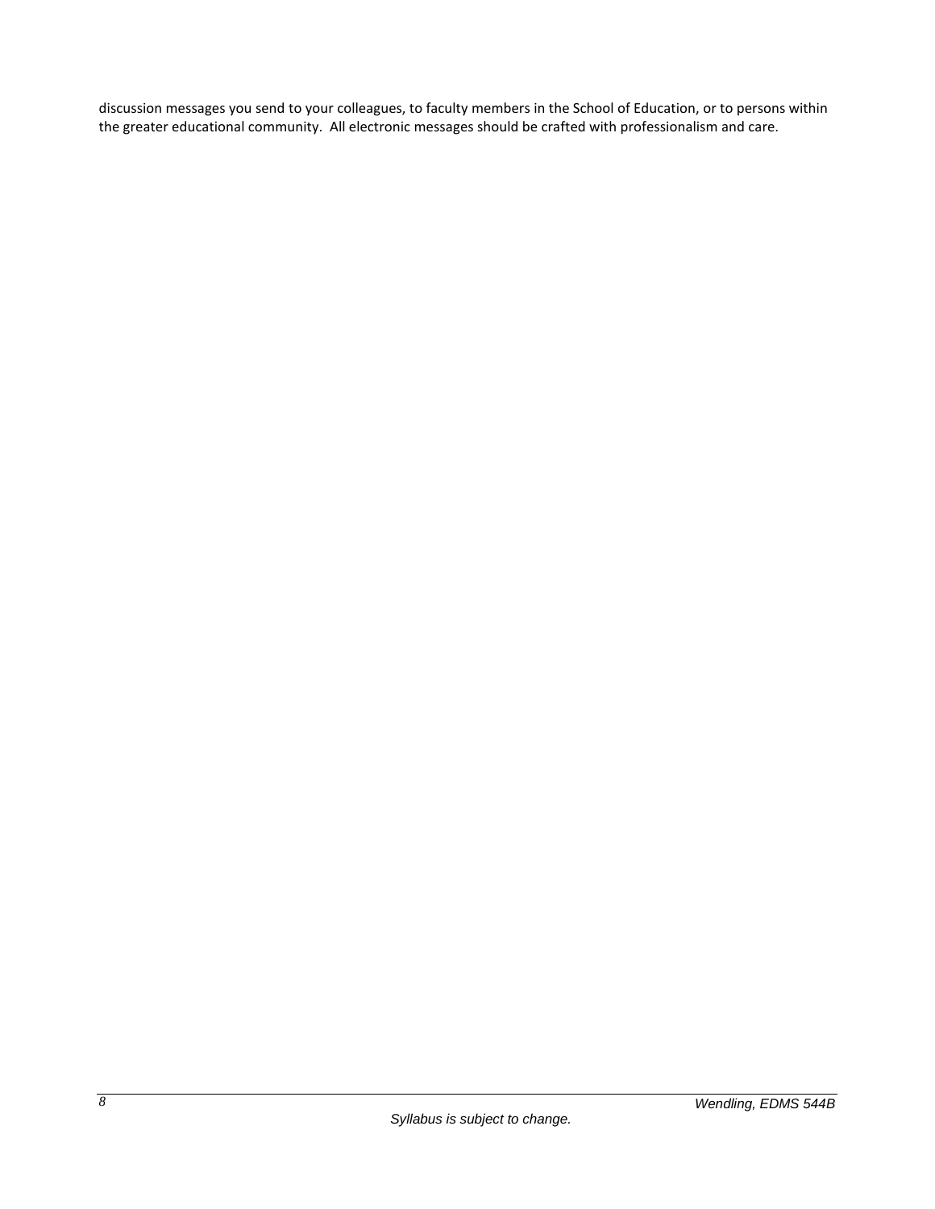discussion messages you send to your colleagues, to faculty members in the School of Education, or to persons within the greater educational community. All electronic messages should be crafted with professionalism and care.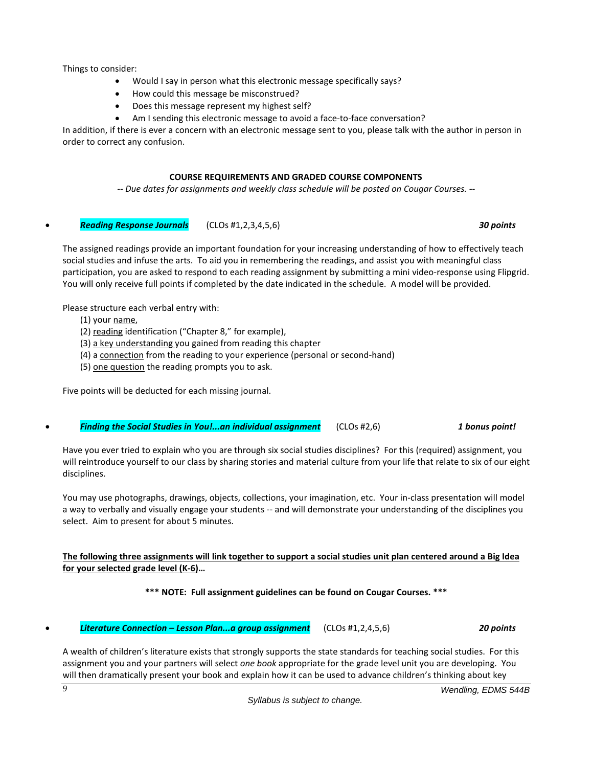Things to consider:

- Would I say in person what this electronic message specifically says?
- How could this message be misconstrued?
- Does this message represent my highest self?
- Am I sending this electronic message to avoid a face-to-face conversation?

In addition, if there is ever a concern with an electronic message sent to you, please talk with the author in person in order to correct any confusion.

## COURSE REQUIREMENTS AND GRADED COURSE COMPONENTS

*-- Due dates for assignments and weekly class schedule will be posted on Cougar Courses. --*

- ***Reading Response Journals*** (CLOs #1,2,3,4,5,6) ***30 points***

The assigned readings provide an important foundation for your increasing understanding of how to effectively teach social studies and infuse the arts. To aid you in remembering the readings, and assist you with meaningful class participation, you are asked to respond to each reading assignment by submitting a mini video-response using Flipgrid. You will only receive full points if completed by the date indicated in the schedule. A model will be provided.

Please structure each verbal entry with:

(1) your name,
(2) reading identification ("Chapter 8," for example),
(3) a key understanding you gained from reading this chapter
(4) a connection from the reading to your experience (personal or second-hand)
(5) one question the reading prompts you to ask.

Five points will be deducted for each missing journal.

- ***Finding the Social Studies in You!...an individual assignment*** (CLOs #2,6) ***1 bonus point!***

Have you ever tried to explain who you are through six social studies disciplines? For this (required) assignment, you will reintroduce yourself to our class by sharing stories and material culture from your life that relate to six of our eight disciplines.

You may use photographs, drawings, objects, collections, your imagination, etc. Your in-class presentation will model a way to verbally and visually engage your students -- and will demonstrate your understanding of the disciplines you select. Aim to present for about 5 minutes.

**The following three assignments will link together to support a social studies unit plan centered around a Big Idea for your selected grade level (K-6)…**

**\*\*\* NOTE: Full assignment guidelines can be found on Cougar Courses. \*\*\***

- ***Literature Connection – Lesson Plan...a group assignment*** (CLOs #1,2,4,5,6) ***20 points***

A wealth of children's literature exists that strongly supports the state standards for teaching social studies. For this assignment you and your partners will select *one book* appropriate for the grade level unit you are developing. You will then dramatically present your book and explain how it can be used to advance children's thinking about key

*Syllabus is subject to change.*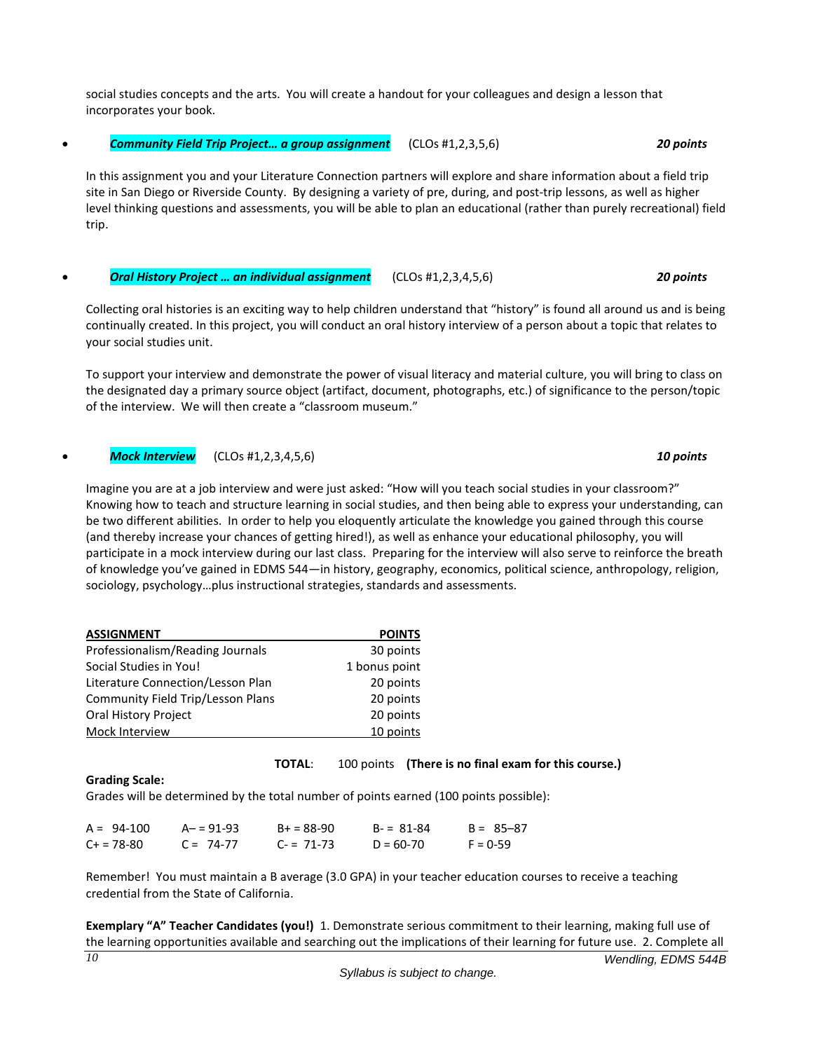social studies concepts and the arts. You will create a handout for your colleagues and design a lesson that incorporates your book.

- ***Community Field Trip Project… a group assignment*** (CLOs #1,2,3,5,6) ***20 points***

In this assignment you and your Literature Connection partners will explore and share information about a field trip site in San Diego or Riverside County. By designing a variety of pre, during, and post-trip lessons, as well as higher level thinking questions and assessments, you will be able to plan an educational (rather than purely recreational) field trip.

- ***Oral History Project … an individual assignment*** (CLOs #1,2,3,4,5,6) ***20 points***

Collecting oral histories is an exciting way to help children understand that "history" is found all around us and is being continually created. In this project, you will conduct an oral history interview of a person about a topic that relates to your social studies unit.

To support your interview and demonstrate the power of visual literacy and material culture, you will bring to class on the designated day a primary source object (artifact, document, photographs, etc.) of significance to the person/topic of the interview. We will then create a "classroom museum."

- ***Mock Interview*** (CLOs #1,2,3,4,5,6) ***10 points***

Imagine you are at a job interview and were just asked: "How will you teach social studies in your classroom?" Knowing how to teach and structure learning in social studies, and then being able to express your understanding, can be two different abilities. In order to help you eloquently articulate the knowledge you gained through this course (and thereby increase your chances of getting hired!), as well as enhance your educational philosophy, you will participate in a mock interview during our last class. Preparing for the interview will also serve to reinforce the breath of knowledge you've gained in EDMS 544—in history, geography, economics, political science, anthropology, religion, sociology, psychology…plus instructional strategies, standards and assessments.

| ASSIGNMENT | POINTS |
|---|---:|
| Professionalism/Reading Journals | 30 points |
| Social Studies in You! | 1 bonus point |
| Literature Connection/Lesson Plan | 20 points |
| Community Field Trip/Lesson Plans | 20 points |
| Oral History Project | 20 points |
| Mock Interview | 10 points |

**TOTAL**: 100 points **(There is no final exam for this course.)**

**Grading Scale:**
Grades will be determined by the total number of points earned (100 points possible):

| | | | | |
|---|---|---|---|---|
| A = 94-100 | A– = 91-93 | B+ = 88-90 | B- = 81-84 | B = 85–87 |
| C+ = 78-80 | C = 74-77 | C- = 71-73 | D = 60-70 | F = 0-59 |

Remember! You must maintain a B average (3.0 GPA) in your teacher education courses to receive a teaching credential from the State of California.

**Exemplary "A" Teacher Candidates (you!)** 1. Demonstrate serious commitment to their learning, making full use of the learning opportunities available and searching out the implications of their learning for future use. 2. Complete all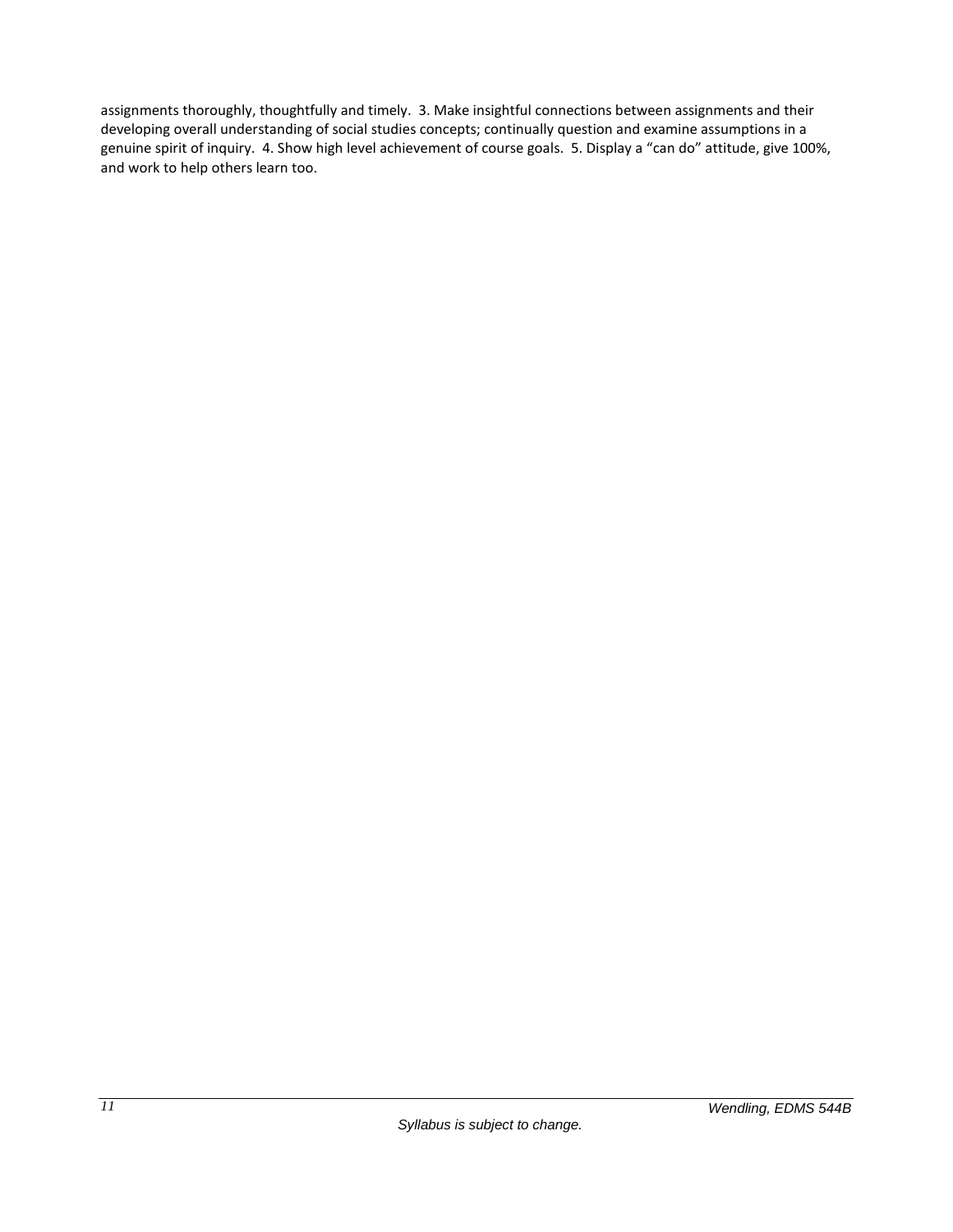assignments thoroughly, thoughtfully and timely. 3. Make insightful connections between assignments and their developing overall understanding of social studies concepts; continually question and examine assumptions in a genuine spirit of inquiry. 4. Show high level achievement of course goals. 5. Display a "can do" attitude, give 100%, and work to help others learn too.